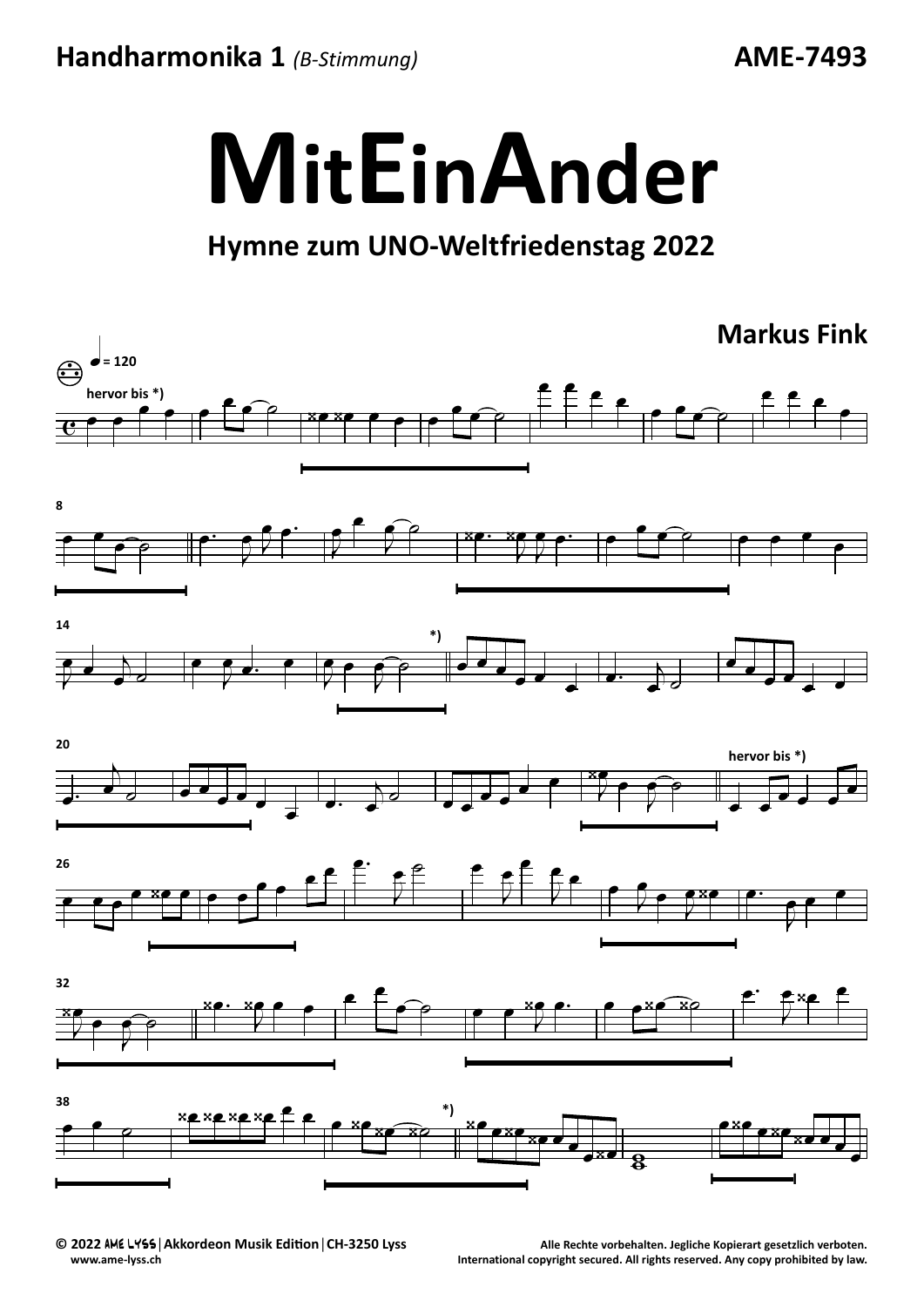Handharmonika 1 *(B-Stimmung)*

AME-7493

# MitEinAnder

## Hymne zum UNO-Weltfriedenstag 2022

**Markus Fink**

♩= 120

hervor bis *)

8

14

*)

20

hervor bis *)

26

32

38

*)

© 2022 AME LYSS | Akkordeon Musik Edition | CH-3250 Lyss
www.ame-lyss.ch

Alle Rechte vorbehalten. Jegliche Kopierart gesetzlich verboten.
International copyright secured. All rights reserved. Any copy prohibited by law.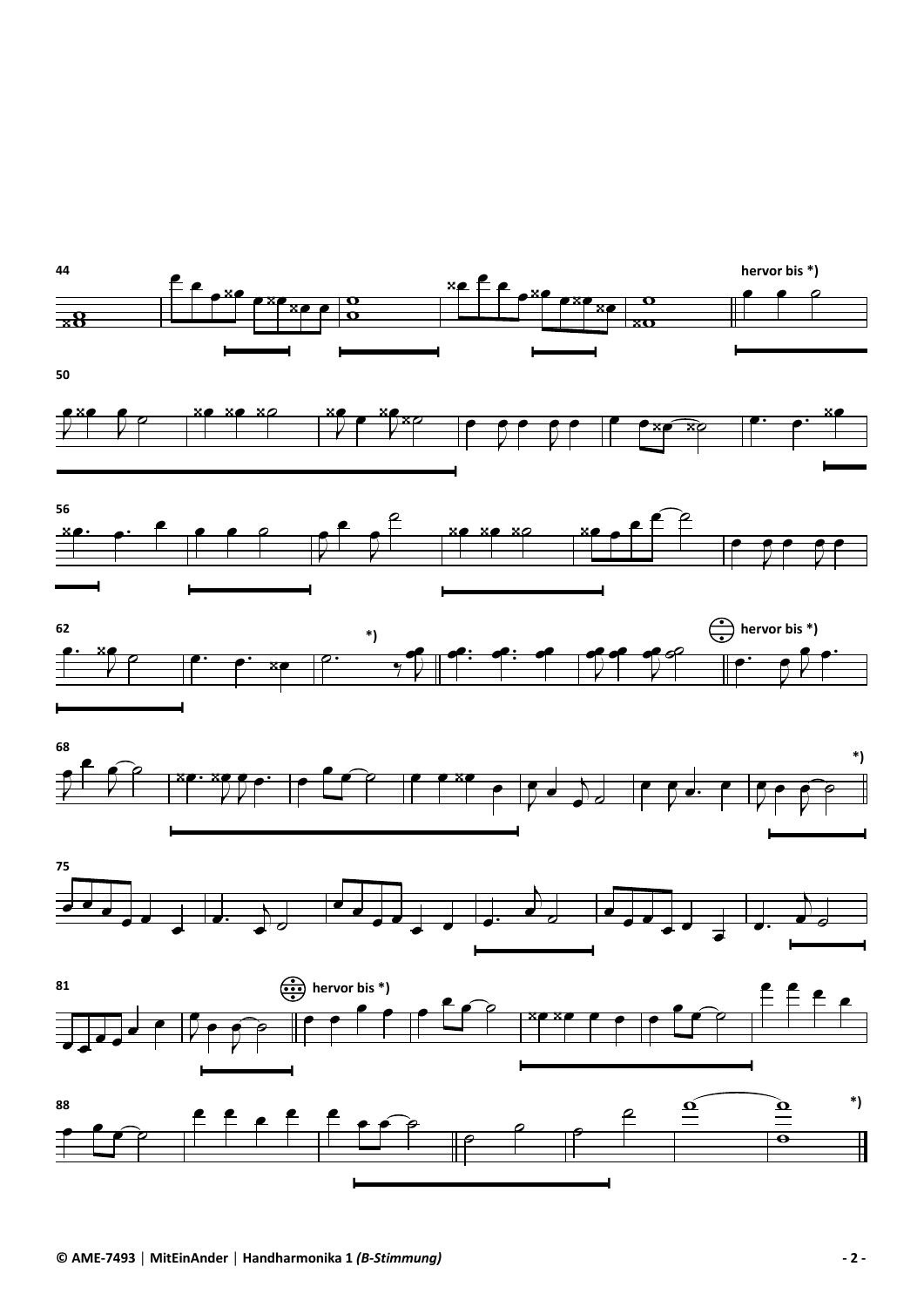44

hervor bis *)

50

56

62

*)

hervor bis *)

68

*)

75

81

hervor bis *)

88

*)

© AME-7493 | MitEinAnder | Handharmonika 1 *(B-Stimmung)*